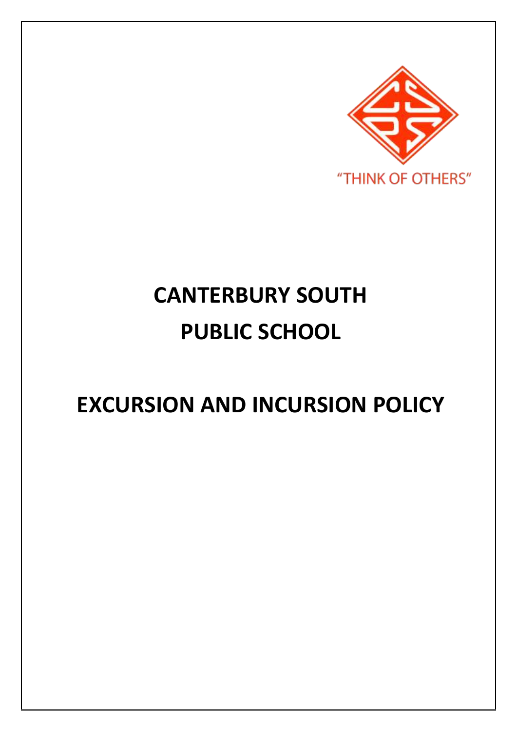"THINK OF OTHERS"

# CANTERBURY SOUTH PUBLIC SCHOOL

# EXCURSION AND INCURSION POLICY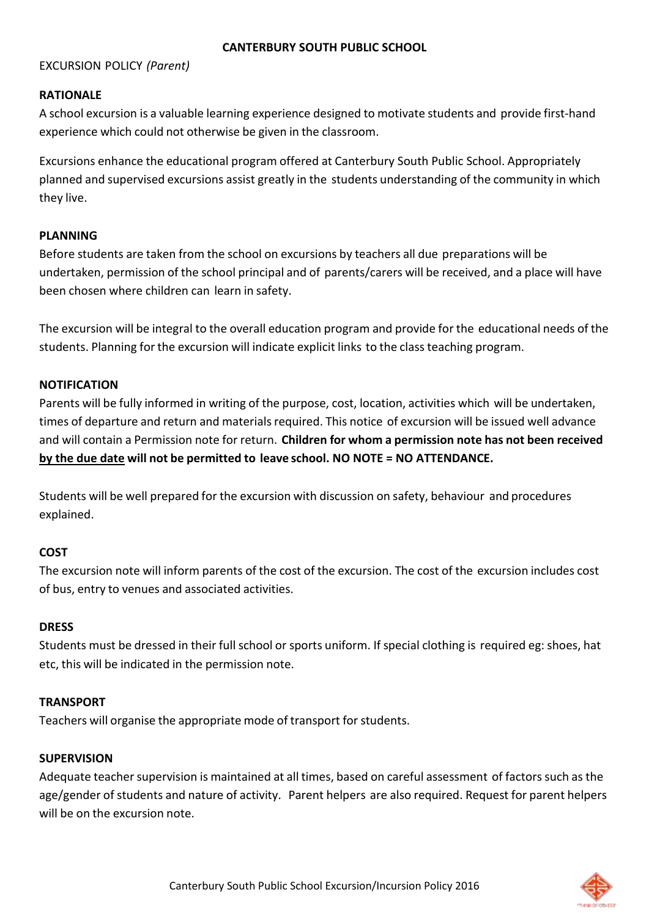**CANTERBURY SOUTH PUBLIC SCHOOL**

EXCURSION POLICY *(Parent)*

**RATIONALE**

A school excursion is a valuable learning experience designed to motivate students and provide first-hand experience which could not otherwise be given in the classroom.

Excursions enhance the educational program offered at Canterbury South Public School. Appropriately planned and supervised excursions assist greatly in the students understanding of the community in which they live.

**PLANNING**

Before students are taken from the school on excursions by teachers all due preparations will be undertaken, permission of the school principal and of parents/carers will be received, and a place will have been chosen where children can learn in safety.

The excursion will be integral to the overall education program and provide for the educational needs of the students. Planning for the excursion will indicate explicit links to the class teaching program.

**NOTIFICATION**

Parents will be fully informed in writing of the purpose, cost, location, activities which will be undertaken, times of departure and return and materials required. This notice of excursion will be issued well advance and will contain a Permission note for return. **Children for whom a permission note has not been received <u>by the due date</u> will not be permitted to leave school. NO NOTE = NO ATTENDANCE.**

Students will be well prepared for the excursion with discussion on safety, behaviour and procedures explained.

**COST**

The excursion note will inform parents of the cost of the excursion. The cost of the excursion includes cost of bus, entry to venues and associated activities.

**DRESS**

Students must be dressed in their full school or sports uniform. If special clothing is required eg: shoes, hat etc, this will be indicated in the permission note.

**TRANSPORT**

Teachers will organise the appropriate mode of transport for students.

**SUPERVISION**

Adequate teacher supervision is maintained at all times, based on careful assessment of factors such as the age/gender of students and nature of activity. Parent helpers are also required. Request for parent helpers will be on the excursion note.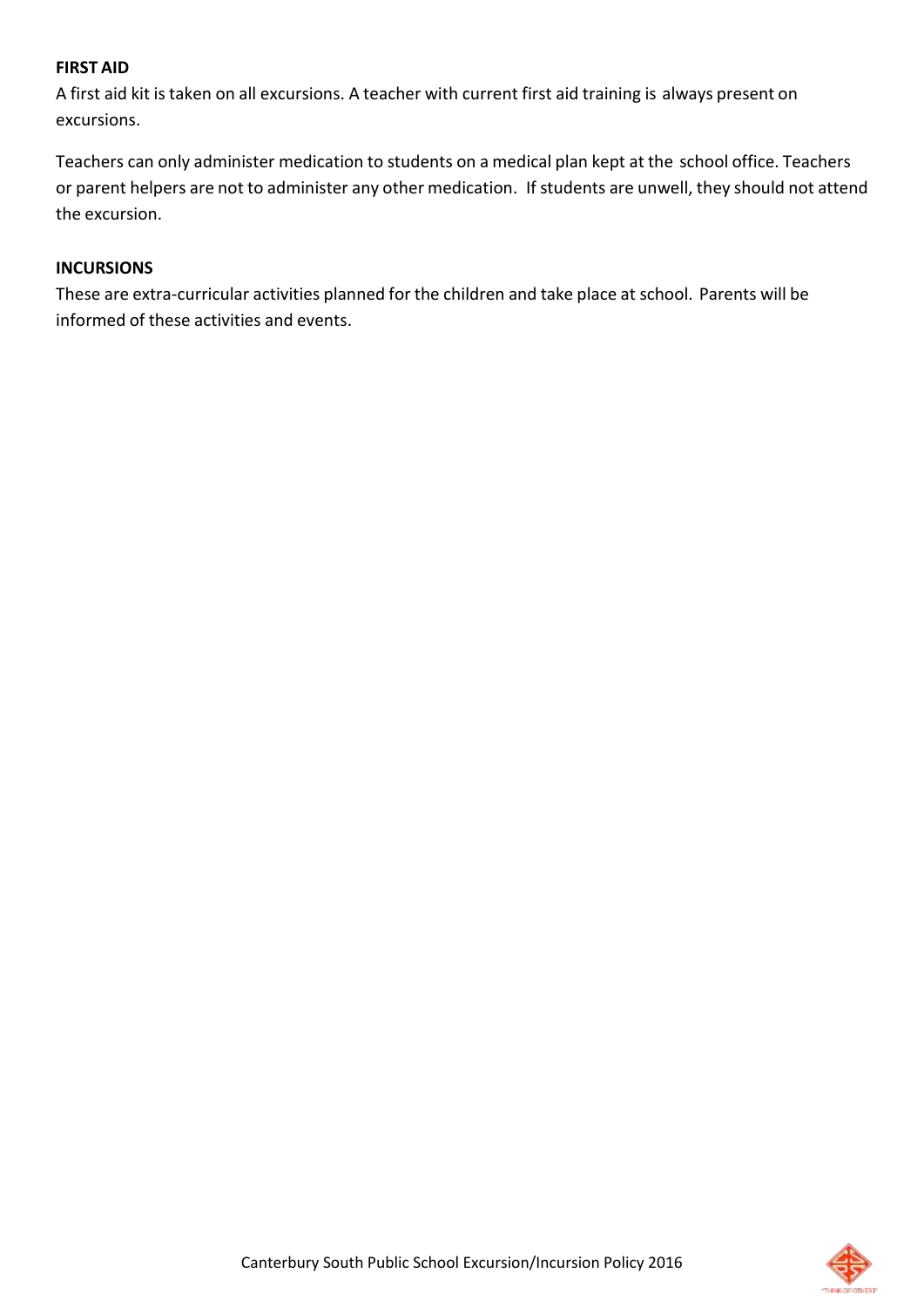**FIRST AID**

A first aid kit is taken on all excursions. A teacher with current first aid training is always present on excursions.

Teachers can only administer medication to students on a medical plan kept at the school office. Teachers or parent helpers are not to administer any other medication. If students are unwell, they should not attend the excursion.

**INCURSIONS**

These are extra-curricular activities planned for the children and take place at school. Parents will be informed of these activities and events.